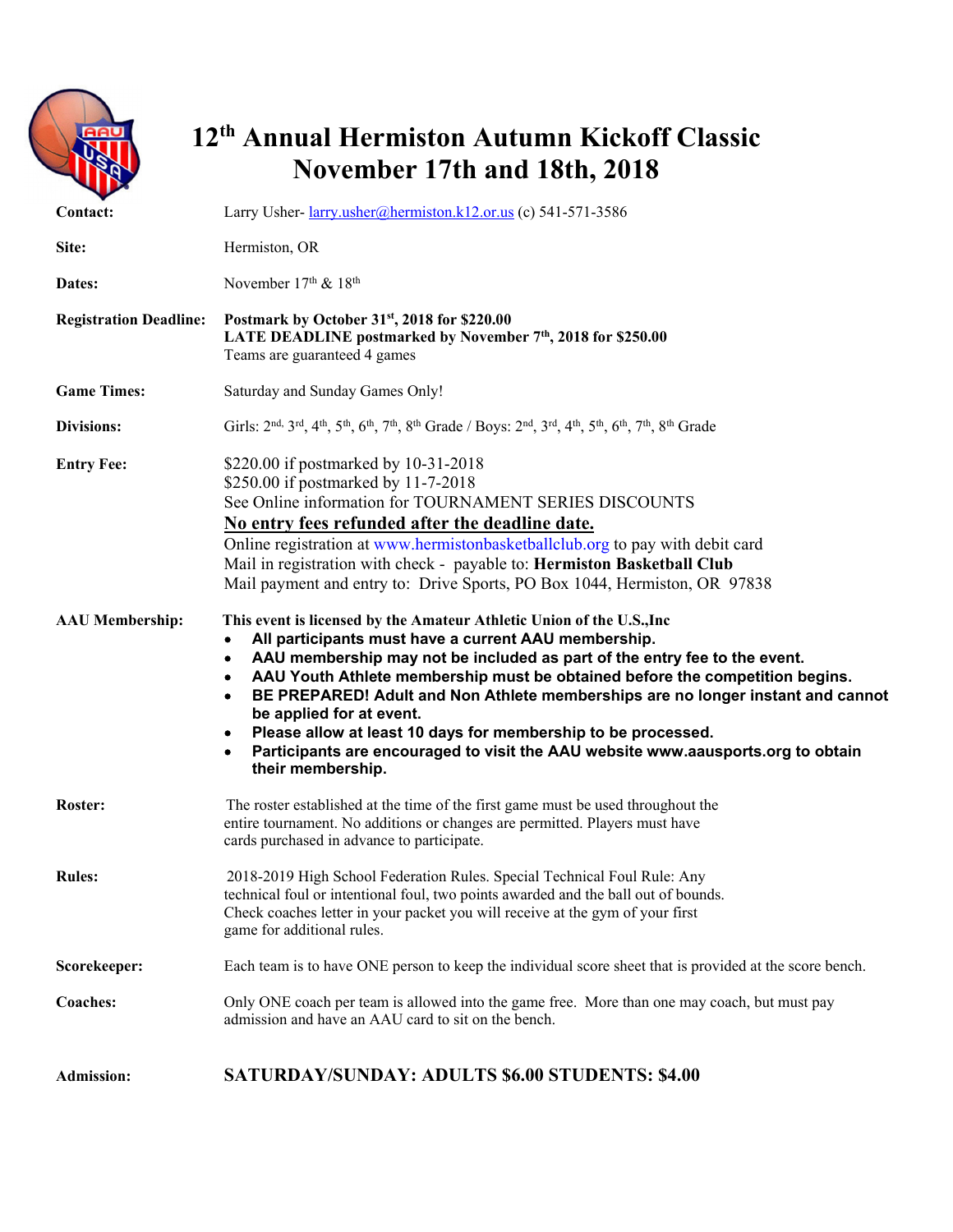# 12th Annual Hermiston Autumn Kickoff Classic
# November 17th and 18th, 2018

**Contact:** Larry Usher- larry.usher@hermiston.k12.or.us (c) 541-571-3586

**Site:** Hermiston, OR

**Dates:** November 17th & 18th

**Registration Deadline:** **Postmark by October 31st, 2018 for $220.00**
**LATE DEADLINE postmarked by November 7th, 2018 for $250.00**
Teams are guaranteed 4 games

**Game Times:** Saturday and Sunday Games Only!

**Divisions:** Girls: 2nd, 3rd, 4th, 5th, 6th, 7th, 8th Grade / Boys: 2nd, 3rd, 4th, 5th, 6th, 7th, 8th Grade

**Entry Fee:** $220.00 if postmarked by 10-31-2018
$250.00 if postmarked by 11-7-2018
See Online information for TOURNAMENT SERIES DISCOUNTS
**No entry fees refunded after the deadline date.**
Online registration at www.hermistonbasketballclub.org to pay with debit card
Mail in registration with check - payable to: **Hermiston Basketball Club**
Mail payment and entry to: Drive Sports, PO Box 1044, Hermiston, OR 97838

**AAU Membership:** **This event is licensed by the Amateur Athletic Union of the U.S.,Inc**

- **All participants must have a current AAU membership.**
- **AAU membership may not be included as part of the entry fee to the event.**
- **AAU Youth Athlete membership must be obtained before the competition begins.**
- **BE PREPARED! Adult and Non Athlete memberships are no longer instant and cannot be applied for at event.**
- **Please allow at least 10 days for membership to be processed.**
- **Participants are encouraged to visit the AAU website www.aausports.org to obtain their membership.**

**Roster:** The roster established at the time of the first game must be used throughout the entire tournament. No additions or changes are permitted. Players must have cards purchased in advance to participate.

**Rules:** 2018-2019 High School Federation Rules. Special Technical Foul Rule: Any technical foul or intentional foul, two points awarded and the ball out of bounds. Check coaches letter in your packet you will receive at the gym of your first game for additional rules.

**Scorekeeper:** Each team is to have ONE person to keep the individual score sheet that is provided at the score bench.

**Coaches:** Only ONE coach per team is allowed into the game free. More than one may coach, but must pay admission and have an AAU card to sit on the bench.

**Admission:** **SATURDAY/SUNDAY: ADULTS $6.00 STUDENTS: $4.00**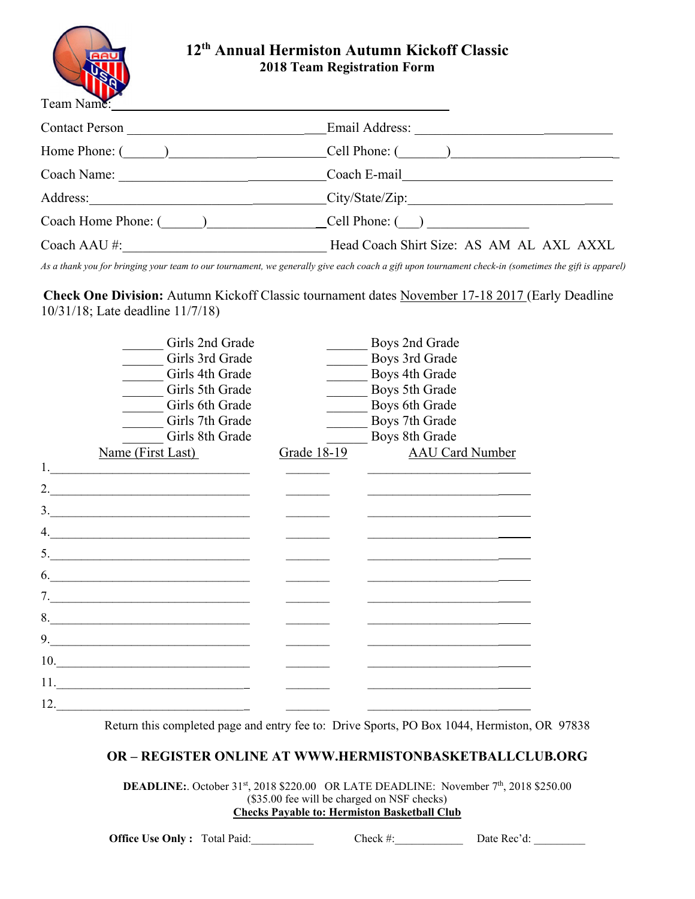# 12th Annual Hermiston Autumn Kickoff Classic

## 2018 Team Registration Form

Team Name: ________________________________________________

Contact Person ______________________________ Email Address: ______________________________

Home Phone: (______)______________________ Cell Phone: (_______)______________________________

Coach Name: ________________________________ Coach E-mail____________________________________

Address:_____________________________________ City/State/Zip:_________________________________

Coach Home Phone: (______)_________________ Cell Phone: (___) _______________

Coach AAU #:________________________________ Head Coach Shirt Size: AS AM AL AXL AXXL

*As a thank you for bringing your team to our tournament, we generally give each coach a gift upon tournament check-in (sometimes the gift is apparel)*

**Check One Division:** Autumn Kickoff Classic tournament dates November 17-18 2017 (Early Deadline 10/31/18; Late deadline 11/7/18)

| | |
|---|---|
| ______ Girls 2nd Grade | ______ Boys 2nd Grade |
| ______ Girls 3rd Grade | ______ Boys 3rd Grade |
| ______ Girls 4th Grade | ______ Boys 4th Grade |
| ______ Girls 5th Grade | ______ Boys 5th Grade |
| ______ Girls 6th Grade | ______ Boys 6th Grade |
| ______ Girls 7th Grade | ______ Boys 7th Grade |
| ______ Girls 8th Grade | ______ Boys 8th Grade |

| | Name (First Last) | Grade 18-19 | AAU Card Number |
|---|---|---|---|
| 1. | | | |
| 2. | | | |
| 3. | | | |
| 4. | | | |
| 5. | | | |
| 6. | | | |
| 7. | | | |
| 8. | | | |
| 9. | | | |
| 10. | | | |
| 11. | | | |
| 12. | | | |

Return this completed page and entry fee to: Drive Sports, PO Box 1044, Hermiston, OR 97838

**OR – REGISTER ONLINE AT WWW.HERMISTONBASKETBALLCLUB.ORG**

**DEADLINE:**. October 31st, 2018 $220.00 OR LATE DEADLINE: November 7th, 2018 $250.00
($35.00 fee will be charged on NSF checks)
**Checks Payable to: Hermiston Basketball Club**

**Office Use Only :** Total Paid:__________ Check #:___________ Date Rec'd: _________